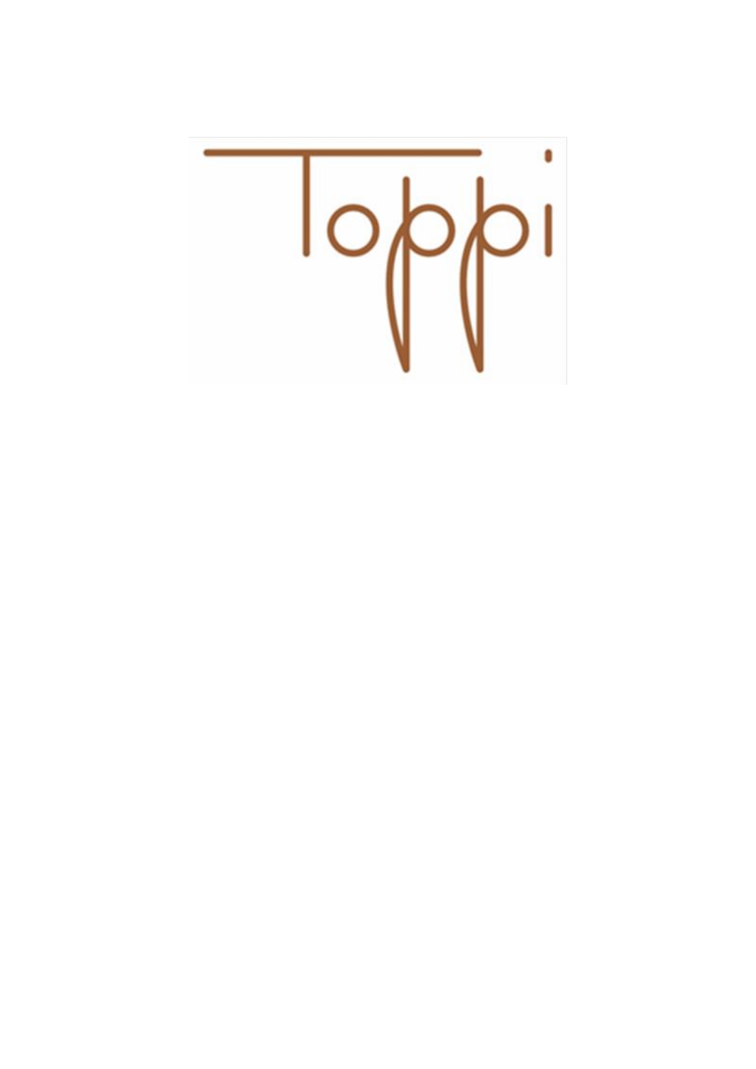Toppi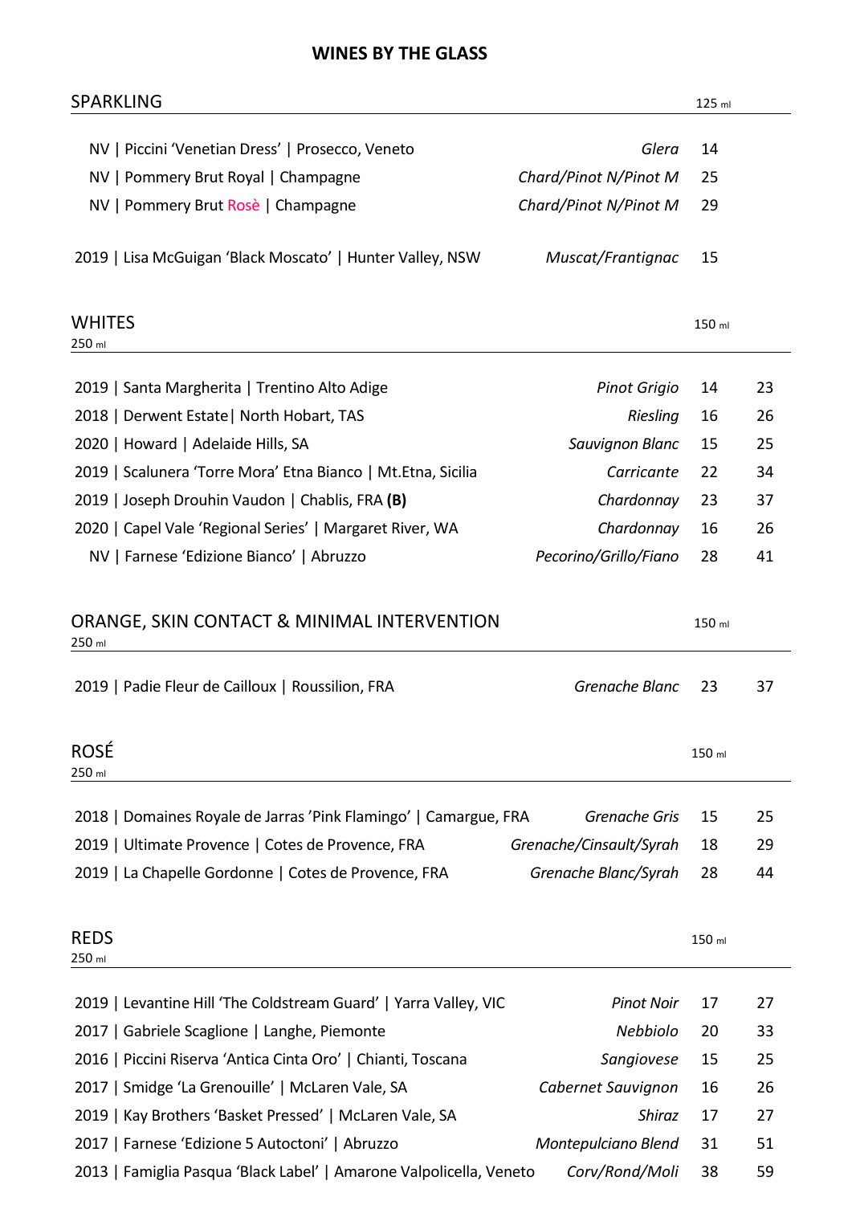# WINES BY THE GLASS

## SPARKLING

| | | 125 ml |
|---|---|---|
| NV \| Piccini 'Venetian Dress' \| Prosecco, Veneto | *Glera* | 14 |
| NV \| Pommery Brut Royal \| Champagne | *Chard/Pinot N/Pinot M* | 25 |
| NV \| Pommery Brut Rosè \| Champagne | *Chard/Pinot N/Pinot M* | 29 |
| 2019 \| Lisa McGuigan 'Black Moscato' \| Hunter Valley, NSW | *Muscat/Frantignac* | 15 |

## WHITES

| | | 150 ml | 250 ml |
|---|---|---|---|
| 2019 \| Santa Margherita \| Trentino Alto Adige | *Pinot Grigio* | 14 | 23 |
| 2018 \| Derwent Estate\| North Hobart, TAS | *Riesling* | 16 | 26 |
| 2020 \| Howard \| Adelaide Hills, SA | *Sauvignon Blanc* | 15 | 25 |
| 2019 \| Scalunera 'Torre Mora' Etna Bianco \| Mt.Etna, Sicilia | *Carricante* | 22 | 34 |
| 2019 \| Joseph Drouhin Vaudon \| Chablis, FRA **(B)** | *Chardonnay* | 23 | 37 |
| 2020 \| Capel Vale 'Regional Series' \| Margaret River, WA | *Chardonnay* | 16 | 26 |
| NV \| Farnese 'Edizione Bianco' \| Abruzzo | *Pecorino/Grillo/Fiano* | 28 | 41 |

## ORANGE, SKIN CONTACT & MINIMAL INTERVENTION

| | | 150 ml | 250 ml |
|---|---|---|---|
| 2019 \| Padie Fleur de Cailloux \| Roussilion, FRA | *Grenache Blanc* | 23 | 37 |

## ROSÉ

| | | 150 ml | 250 ml |
|---|---|---|---|
| 2018 \| Domaines Royale de Jarras 'Pink Flamingo' \| Camargue, FRA | *Grenache Gris* | 15 | 25 |
| 2019 \| Ultimate Provence \| Cotes de Provence, FRA | *Grenache/Cinsault/Syrah* | 18 | 29 |
| 2019 \| La Chapelle Gordonne \| Cotes de Provence, FRA | *Grenache Blanc/Syrah* | 28 | 44 |

## REDS

| | | 150 ml | 250 ml |
|---|---|---|---|
| 2019 \| Levantine Hill 'The Coldstream Guard' \| Yarra Valley, VIC | *Pinot Noir* | 17 | 27 |
| 2017 \| Gabriele Scaglione \| Langhe, Piemonte | *Nebbiolo* | 20 | 33 |
| 2016 \| Piccini Riserva 'Antica Cinta Oro' \| Chianti, Toscana | *Sangiovese* | 15 | 25 |
| 2017 \| Smidge 'La Grenouille' \| McLaren Vale, SA | *Cabernet Sauvignon* | 16 | 26 |
| 2019 \| Kay Brothers 'Basket Pressed' \| McLaren Vale, SA | *Shiraz* | 17 | 27 |
| 2017 \| Farnese 'Edizione 5 Autoctoni' \| Abruzzo | *Montepulciano Blend* | 31 | 51 |
| 2013 \| Famiglia Pasqua 'Black Label' \| Amarone Valpolicella, Veneto | *Corv/Rond/Moli* | 38 | 59 |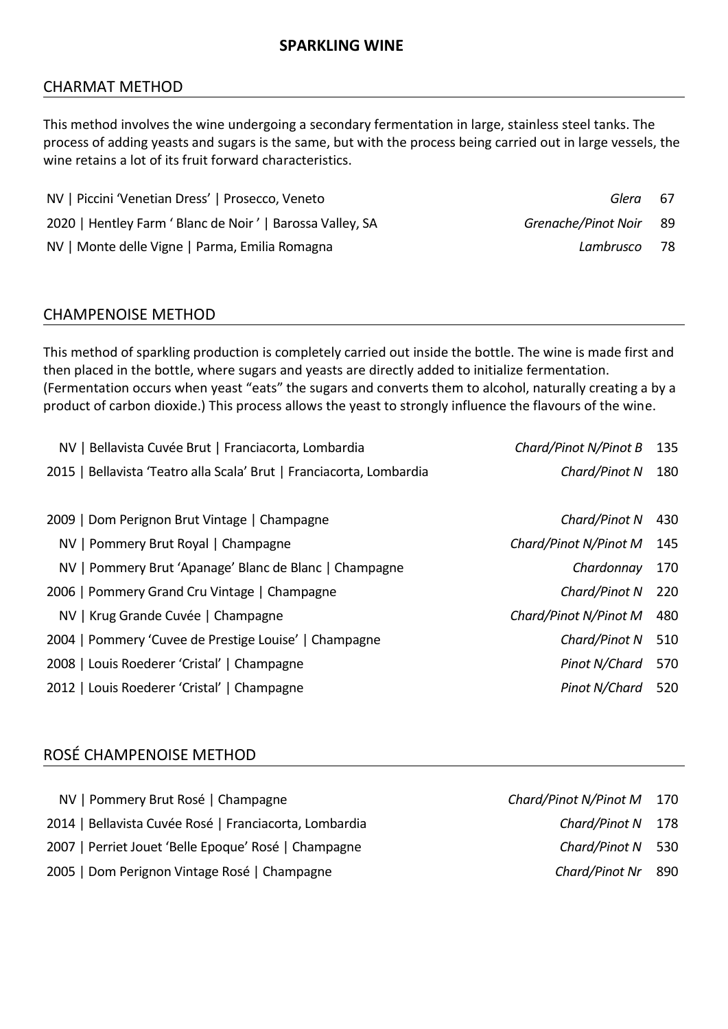# SPARKLING WINE

## CHARMAT METHOD

This method involves the wine undergoing a secondary fermentation in large, stainless steel tanks. The process of adding yeasts and sugars is the same, but with the process being carried out in large vessels, the wine retains a lot of its fruit forward characteristics.

| Wine | Grape | Price |
|---|---|---|
| NV \| Piccini 'Venetian Dress' \| Prosecco, Veneto | *Glera* | 67 |
| 2020 \| Hentley Farm ' Blanc de Noir ' \| Barossa Valley, SA | *Grenache/Pinot Noir* | 89 |
| NV \| Monte delle Vigne \| Parma, Emilia Romagna | *Lambrusco* | 78 |

## CHAMPENOISE METHOD

This method of sparkling production is completely carried out inside the bottle. The wine is made first and then placed in the bottle, where sugars and yeasts are directly added to initialize fermentation. (Fermentation occurs when yeast "eats" the sugars and converts them to alcohol, naturally creating a by a product of carbon dioxide.) This process allows the yeast to strongly influence the flavours of the wine.

| Wine | Grape | Price |
|---|---|---|
| NV \| Bellavista Cuvée Brut \| Franciacorta, Lombardia | *Chard/Pinot N/Pinot B* | 135 |
| 2015 \| Bellavista 'Teatro alla Scala' Brut \| Franciacorta, Lombardia | *Chard/Pinot N* | 180 |
| 2009 \| Dom Perignon Brut Vintage \| Champagne | *Chard/Pinot N* | 430 |
| NV \| Pommery Brut Royal \| Champagne | *Chard/Pinot N/Pinot M* | 145 |
| NV \| Pommery Brut 'Apanage' Blanc de Blanc \| Champagne | *Chardonnay* | 170 |
| 2006 \| Pommery Grand Cru Vintage \| Champagne | *Chard/Pinot N* | 220 |
| NV \| Krug Grande Cuvée \| Champagne | *Chard/Pinot N/Pinot M* | 480 |
| 2004 \| Pommery 'Cuvee de Prestige Louise' \| Champagne | *Chard/Pinot N* | 510 |
| 2008 \| Louis Roederer 'Cristal' \| Champagne | *Pinot N/Chard* | 570 |
| 2012 \| Louis Roederer 'Cristal' \| Champagne | *Pinot N/Chard* | 520 |

## ROSÉ CHAMPENOISE METHOD

| Wine | Grape | Price |
|---|---|---|
| NV \| Pommery Brut Rosé \| Champagne | *Chard/Pinot N/Pinot M* | 170 |
| 2014 \| Bellavista Cuvée Rosé \| Franciacorta, Lombardia | *Chard/Pinot N* | 178 |
| 2007 \| Perriet Jouet 'Belle Epoque' Rosé \| Champagne | *Chard/Pinot N* | 530 |
| 2005 \| Dom Perignon Vintage Rosé \| Champagne | *Chard/Pinot Nr* | 890 |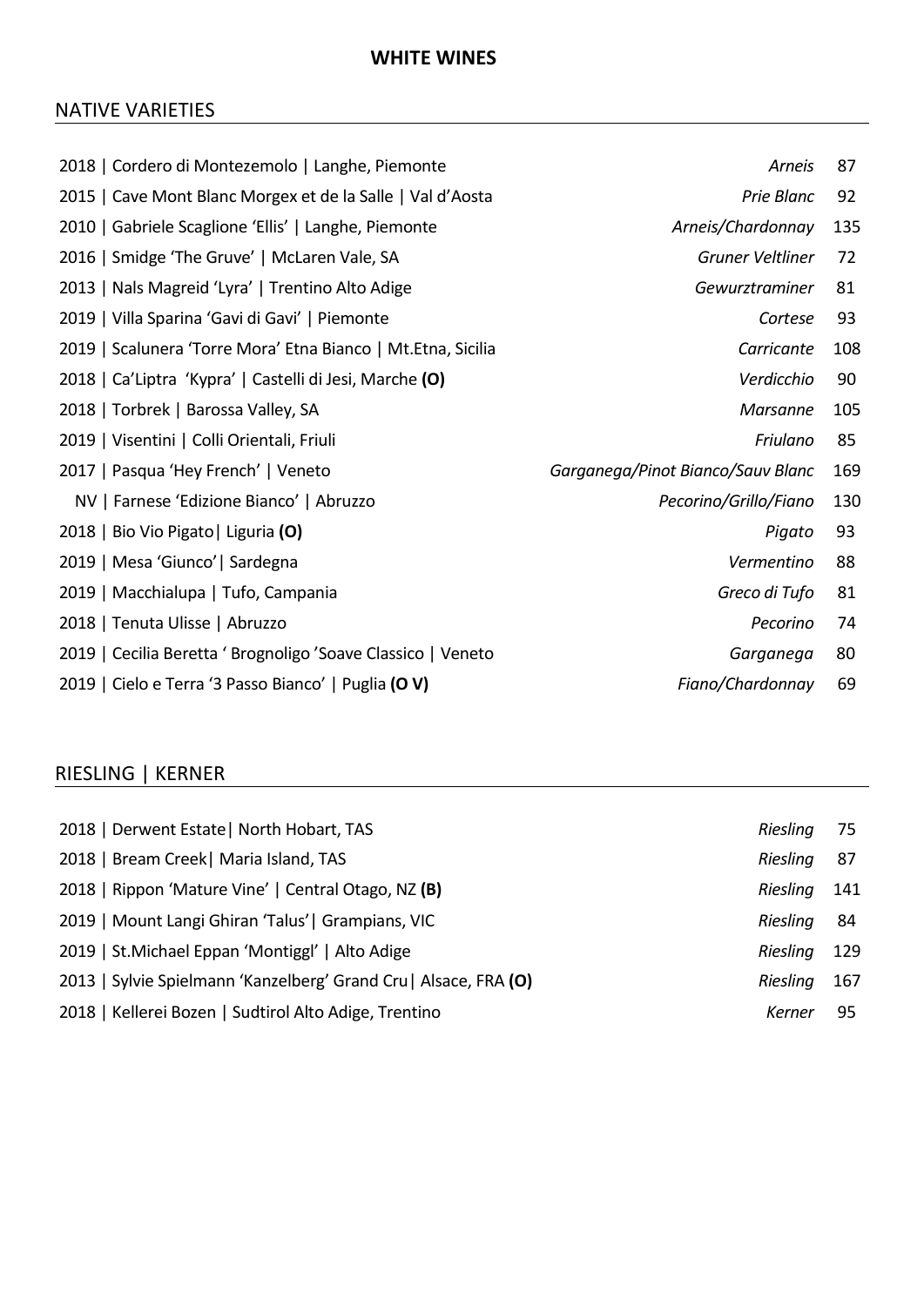# WHITE WINES

## NATIVE VARIETIES

| Wine | Variety | Price |
|---|---|---|
| 2018 \| Cordero di Montezemolo \| Langhe, Piemonte | *Arneis* | 87 |
| 2015 \| Cave Mont Blanc Morgex et de la Salle \| Val d'Aosta | *Prie Blanc* | 92 |
| 2010 \| Gabriele Scaglione 'Ellis' \| Langhe, Piemonte | *Arneis/Chardonnay* | 135 |
| 2016 \| Smidge 'The Gruve' \| McLaren Vale, SA | *Gruner Veltliner* | 72 |
| 2013 \| Nals Magreid 'Lyra' \| Trentino Alto Adige | *Gewurztraminer* | 81 |
| 2019 \| Villa Sparina 'Gavi di Gavi' \| Piemonte | *Cortese* | 93 |
| 2019 \| Scalunera 'Torre Mora' Etna Bianco \| Mt.Etna, Sicilia | *Carricante* | 108 |
| 2018 \| Ca'Liptra 'Kypra' \| Castelli di Jesi, Marche **(O)** | *Verdicchio* | 90 |
| 2018 \| Torbrek \| Barossa Valley, SA | *Marsanne* | 105 |
| 2019 \| Visentini \| Colli Orientali, Friuli | *Friulano* | 85 |
| 2017 \| Pasqua 'Hey French' \| Veneto | *Garganega/Pinot Bianco/Sauv Blanc* | 169 |
| NV \| Farnese 'Edizione Bianco' \| Abruzzo | *Pecorino/Grillo/Fiano* | 130 |
| 2018 \| Bio Vio Pigato\| Liguria **(O)** | *Pigato* | 93 |
| 2019 \| Mesa 'Giunco'\| Sardegna | *Vermentino* | 88 |
| 2019 \| Macchialupa \| Tufo, Campania | *Greco di Tufo* | 81 |
| 2018 \| Tenuta Ulisse \| Abruzzo | *Pecorino* | 74 |
| 2019 \| Cecilia Beretta ' Brognoligo 'Soave Classico \| Veneto | *Garganega* | 80 |
| 2019 \| Cielo e Terra '3 Passo Bianco' \| Puglia **(O V)** | *Fiano/Chardonnay* | 69 |

## RIESLING | KERNER

| Wine | Variety | Price |
|---|---|---|
| 2018 \| Derwent Estate\| North Hobart, TAS | *Riesling* | 75 |
| 2018 \| Bream Creek\| Maria Island, TAS | *Riesling* | 87 |
| 2018 \| Rippon 'Mature Vine' \| Central Otago, NZ **(B)** | *Riesling* | 141 |
| 2019 \| Mount Langi Ghiran 'Talus'\| Grampians, VIC | *Riesling* | 84 |
| 2019 \| St.Michael Eppan 'Montiggl' \| Alto Adige | *Riesling* | 129 |
| 2013 \| Sylvie Spielmann 'Kanzelberg' Grand Cru\| Alsace, FRA **(O)** | *Riesling* | 167 |
| 2018 \| Kellerei Bozen \| Sudtirol Alto Adige, Trentino | *Kerner* | 95 |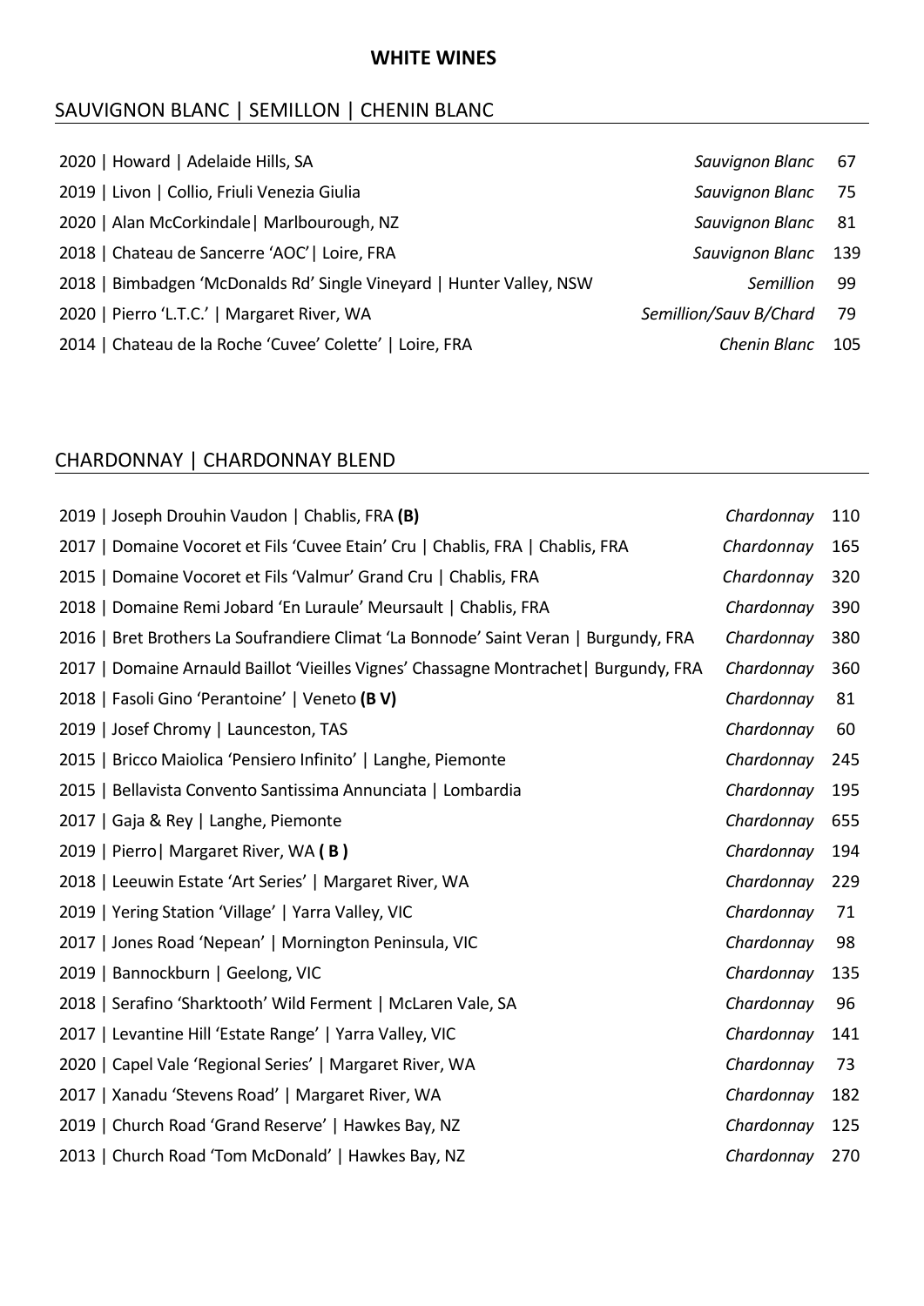# WHITE WINES

## SAUVIGNON BLANC | SEMILLON | CHENIN BLANC

| | | |
|---|---|---|
| 2020 \| Howard \| Adelaide Hills, SA | *Sauvignon Blanc* | 67 |
| 2019 \| Livon \| Collio, Friuli Venezia Giulia | *Sauvignon Blanc* | 75 |
| 2020 \| Alan McCorkindale\| Marlbourough, NZ | *Sauvignon Blanc* | 81 |
| 2018 \| Chateau de Sancerre 'AOC'\| Loire, FRA | *Sauvignon Blanc* | 139 |
| 2018 \| Bimbadgen 'McDonalds Rd' Single Vineyard \| Hunter Valley, NSW | *Semillion* | 99 |
| 2020 \| Pierro 'L.T.C.' \| Margaret River, WA | *Semillion/Sauv B/Chard* | 79 |
| 2014 \| Chateau de la Roche 'Cuvee' Colette' \| Loire, FRA | *Chenin Blanc* | 105 |

## CHARDONNAY | CHARDONNAY BLEND

| | | |
|---|---|---|
| 2019 \| Joseph Drouhin Vaudon \| Chablis, FRA **(B)** | *Chardonnay* | 110 |
| 2017 \| Domaine Vocoret et Fils 'Cuvee Etain' Cru \| Chablis, FRA \| Chablis, FRA | *Chardonnay* | 165 |
| 2015 \| Domaine Vocoret et Fils 'Valmur' Grand Cru \| Chablis, FRA | *Chardonnay* | 320 |
| 2018 \| Domaine Remi Jobard 'En Luraule' Meursault \| Chablis, FRA | *Chardonnay* | 390 |
| 2016 \| Bret Brothers La Soufrandiere Climat 'La Bonnode' Saint Veran \| Burgundy, FRA | *Chardonnay* | 380 |
| 2017 \| Domaine Arnauld Baillot 'Vieilles Vignes' Chassagne Montrachet\| Burgundy, FRA | *Chardonnay* | 360 |
| 2018 \| Fasoli Gino 'Perantoine' \| Veneto **(B V)** | *Chardonnay* | 81 |
| 2019 \| Josef Chromy \| Launceston, TAS | *Chardonnay* | 60 |
| 2015 \| Bricco Maiolica 'Pensiero Infinito' \| Langhe, Piemonte | *Chardonnay* | 245 |
| 2015 \| Bellavista Convento Santissima Annunciata \| Lombardia | *Chardonnay* | 195 |
| 2017 \| Gaja & Rey \| Langhe, Piemonte | *Chardonnay* | 655 |
| 2019 \| Pierro\| Margaret River, WA **( B )** | *Chardonnay* | 194 |
| 2018 \| Leeuwin Estate 'Art Series' \| Margaret River, WA | *Chardonnay* | 229 |
| 2019 \| Yering Station 'Village' \| Yarra Valley, VIC | *Chardonnay* | 71 |
| 2017 \| Jones Road 'Nepean' \| Mornington Peninsula, VIC | *Chardonnay* | 98 |
| 2019 \| Bannockburn \| Geelong, VIC | *Chardonnay* | 135 |
| 2018 \| Serafino 'Sharktooth' Wild Ferment \| McLaren Vale, SA | *Chardonnay* | 96 |
| 2017 \| Levantine Hill 'Estate Range' \| Yarra Valley, VIC | *Chardonnay* | 141 |
| 2020 \| Capel Vale 'Regional Series' \| Margaret River, WA | *Chardonnay* | 73 |
| 2017 \| Xanadu 'Stevens Road' \| Margaret River, WA | *Chardonnay* | 182 |
| 2019 \| Church Road 'Grand Reserve' \| Hawkes Bay, NZ | *Chardonnay* | 125 |
| 2013 \| Church Road 'Tom McDonald' \| Hawkes Bay, NZ | *Chardonnay* | 270 |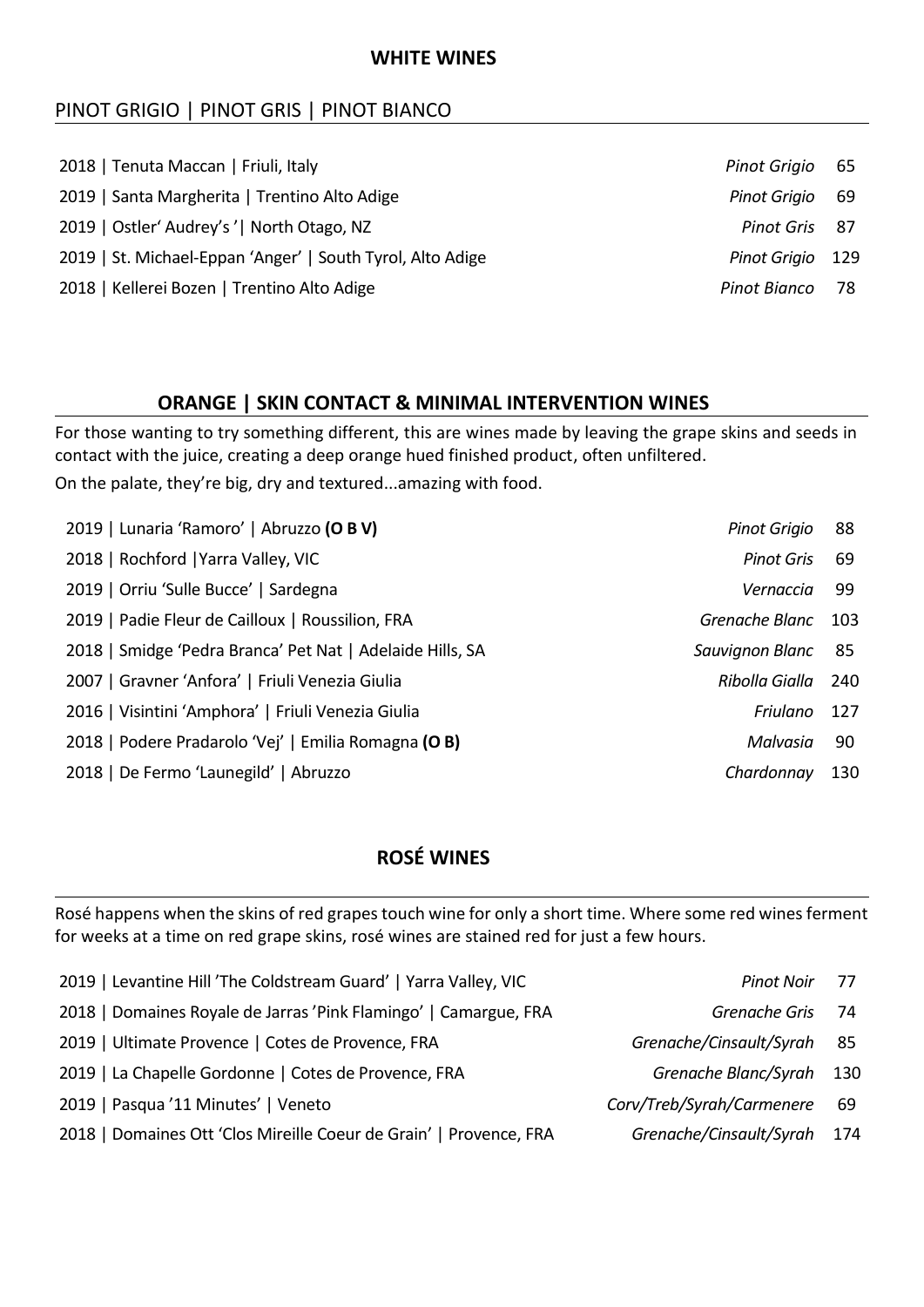## WHITE WINES

### PINOT GRIGIO | PINOT GRIS | PINOT BIANCO

| | | |
|---|---|---|
| 2018 \| Tenuta Maccan \| Friuli, Italy | *Pinot Grigio* | 65 |
| 2019 \| Santa Margherita \| Trentino Alto Adige | *Pinot Grigio* | 69 |
| 2019 \| Ostler' Audrey's '\| North Otago, NZ | *Pinot Gris* | 87 |
| 2019 \| St. Michael-Eppan 'Anger' \| South Tyrol, Alto Adige | *Pinot Grigio* | 129 |
| 2018 \| Kellerei Bozen \| Trentino Alto Adige | *Pinot Bianco* | 78 |

## ORANGE | SKIN CONTACT & MINIMAL INTERVENTION WINES

For those wanting to try something different, this are wines made by leaving the grape skins and seeds in contact with the juice, creating a deep orange hued finished product, often unfiltered.

On the palate, they're big, dry and textured...amazing with food.

| | | |
|---|---|---|
| 2019 \| Lunaria 'Ramoro' \| Abruzzo **(O B V)** | *Pinot Grigio* | 88 |
| 2018 \| Rochford \|Yarra Valley, VIC | *Pinot Gris* | 69 |
| 2019 \| Orriu 'Sulle Bucce' \| Sardegna | *Vernaccia* | 99 |
| 2019 \| Padie Fleur de Cailloux \| Roussilion, FRA | *Grenache Blanc* | 103 |
| 2018 \| Smidge 'Pedra Branca' Pet Nat \| Adelaide Hills, SA | *Sauvignon Blanc* | 85 |
| 2007 \| Gravner 'Anfora' \| Friuli Venezia Giulia | *Ribolla Gialla* | 240 |
| 2016 \| Visintini 'Amphora' \| Friuli Venezia Giulia | *Friulano* | 127 |
| 2018 \| Podere Pradarolo 'Vej' \| Emilia Romagna **(O B)** | *Malvasia* | 90 |
| 2018 \| De Fermo 'Launegild' \| Abruzzo | *Chardonnay* | 130 |

## ROSÉ WINES

Rosé happens when the skins of red grapes touch wine for only a short time. Where some red wines ferment for weeks at a time on red grape skins, rosé wines are stained red for just a few hours.

| | | |
|---|---|---|
| 2019 \| Levantine Hill 'The Coldstream Guard' \| Yarra Valley, VIC | *Pinot Noir* | 77 |
| 2018 \| Domaines Royale de Jarras 'Pink Flamingo' \| Camargue, FRA | *Grenache Gris* | 74 |
| 2019 \| Ultimate Provence \| Cotes de Provence, FRA | *Grenache/Cinsault/Syrah* | 85 |
| 2019 \| La Chapelle Gordonne \| Cotes de Provence, FRA | *Grenache Blanc/Syrah* | 130 |
| 2019 \| Pasqua '11 Minutes' \| Veneto | *Corv/Treb/Syrah/Carmenere* | 69 |
| 2018 \| Domaines Ott 'Clos Mireille Coeur de Grain' \| Provence, FRA | *Grenache/Cinsault/Syrah* | 174 |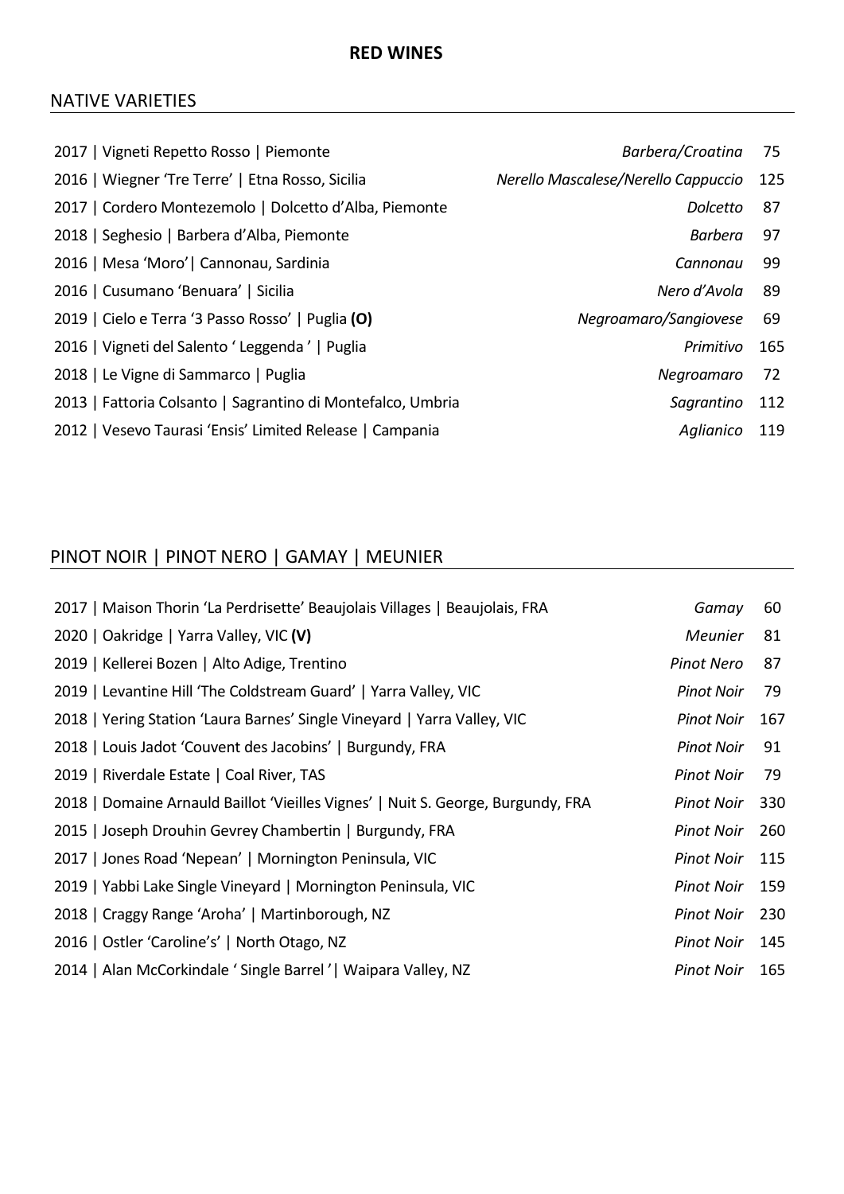# RED WINES

## NATIVE VARIETIES

| Wine | Variety | Price |
|---|---|---|
| 2017 \| Vigneti Repetto Rosso \| Piemonte | *Barbera/Croatina* | 75 |
| 2016 \| Wiegner 'Tre Terre' \| Etna Rosso, Sicilia | *Nerello Mascalese/Nerello Cappuccio* | 125 |
| 2017 \| Cordero Montezemolo \| Dolcetto d'Alba, Piemonte | *Dolcetto* | 87 |
| 2018 \| Seghesio \| Barbera d'Alba, Piemonte | *Barbera* | 97 |
| 2016 \| Mesa 'Moro'\| Cannonau, Sardinia | *Cannonau* | 99 |
| 2016 \| Cusumano 'Benuara' \| Sicilia | *Nero d'Avola* | 89 |
| 2019 \| Cielo e Terra '3 Passo Rosso' \| Puglia **(O)** | *Negroamaro/Sangiovese* | 69 |
| 2016 \| Vigneti del Salento ' Leggenda ' \| Puglia | *Primitivo* | 165 |
| 2018 \| Le Vigne di Sammarco \| Puglia | *Negroamaro* | 72 |
| 2013 \| Fattoria Colsanto \| Sagrantino di Montefalco, Umbria | *Sagrantino* | 112 |
| 2012 \| Vesevo Taurasi 'Ensis' Limited Release \| Campania | *Aglianico* | 119 |

## PINOT NOIR | PINOT NERO | GAMAY | MEUNIER

| Wine | Variety | Price |
|---|---|---|
| 2017 \| Maison Thorin 'La Perdrisette' Beaujolais Villages \| Beaujolais, FRA | *Gamay* | 60 |
| 2020 \| Oakridge \| Yarra Valley, VIC **(V)** | *Meunier* | 81 |
| 2019 \| Kellerei Bozen \| Alto Adige, Trentino | *Pinot Nero* | 87 |
| 2019 \| Levantine Hill 'The Coldstream Guard' \| Yarra Valley, VIC | *Pinot Noir* | 79 |
| 2018 \| Yering Station 'Laura Barnes' Single Vineyard \| Yarra Valley, VIC | *Pinot Noir* | 167 |
| 2018 \| Louis Jadot 'Couvent des Jacobins' \| Burgundy, FRA | *Pinot Noir* | 91 |
| 2019 \| Riverdale Estate \| Coal River, TAS | *Pinot Noir* | 79 |
| 2018 \| Domaine Arnauld Baillot 'Vieilles Vignes' \| Nuit S. George, Burgundy, FRA | *Pinot Noir* | 330 |
| 2015 \| Joseph Drouhin Gevrey Chambertin \| Burgundy, FRA | *Pinot Noir* | 260 |
| 2017 \| Jones Road 'Nepean' \| Mornington Peninsula, VIC | *Pinot Noir* | 115 |
| 2019 \| Yabbi Lake Single Vineyard \| Mornington Peninsula, VIC | *Pinot Noir* | 159 |
| 2018 \| Craggy Range 'Aroha' \| Martinborough, NZ | *Pinot Noir* | 230 |
| 2016 \| Ostler 'Caroline's' \| North Otago, NZ | *Pinot Noir* | 145 |
| 2014 \| Alan McCorkindale ' Single Barrel '\| Waipara Valley, NZ | *Pinot Noir* | 165 |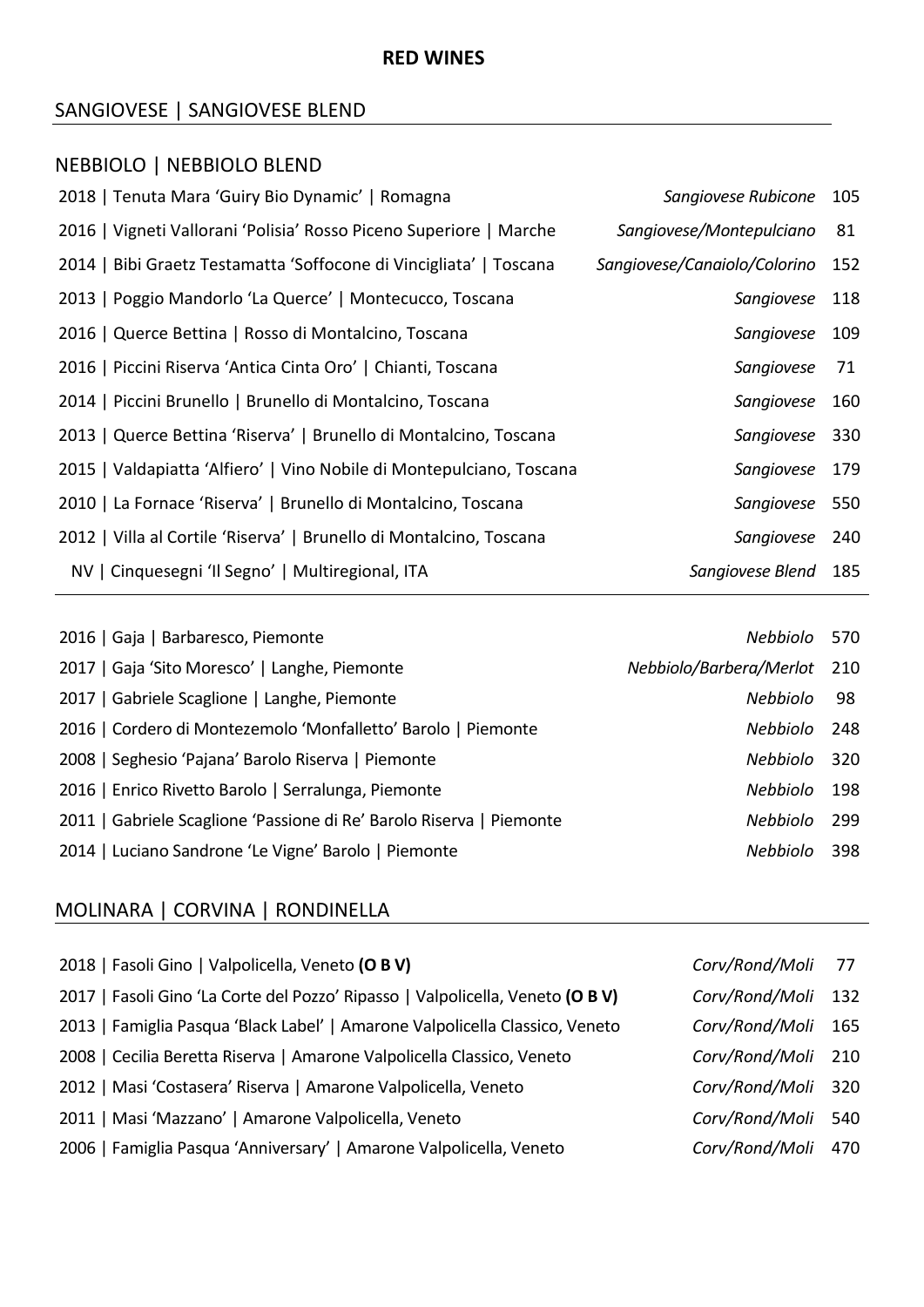# RED WINES

## SANGIOVESE | SANGIOVESE BLEND

## NEBBIOLO | NEBBIOLO BLEND

| Wine | Grape | Price |
|---|---|---|
| 2018 \| Tenuta Mara 'Guiry Bio Dynamic' \| Romagna | *Sangiovese Rubicone* | 105 |
| 2016 \| Vigneti Vallorani 'Polisia' Rosso Piceno Superiore \| Marche | *Sangiovese/Montepulciano* | 81 |
| 2014 \| Bibi Graetz Testamatta 'Soffocone di Vincigliata' \| Toscana | *Sangiovese/Canaiolo/Colorino* | 152 |
| 2013 \| Poggio Mandorlo 'La Querce' \| Montecucco, Toscana | *Sangiovese* | 118 |
| 2016 \| Querce Bettina \| Rosso di Montalcino, Toscana | *Sangiovese* | 109 |
| 2016 \| Piccini Riserva 'Antica Cinta Oro' \| Chianti, Toscana | *Sangiovese* | 71 |
| 2014 \| Piccini Brunello \| Brunello di Montalcino, Toscana | *Sangiovese* | 160 |
| 2013 \| Querce Bettina 'Riserva' \| Brunello di Montalcino, Toscana | *Sangiovese* | 330 |
| 2015 \| Valdapiatta 'Alfiero' \| Vino Nobile di Montepulciano, Toscana | *Sangiovese* | 179 |
| 2010 \| La Fornace 'Riserva' \| Brunello di Montalcino, Toscana | *Sangiovese* | 550 |
| 2012 \| Villa al Cortile 'Riserva' \| Brunello di Montalcino, Toscana | *Sangiovese* | 240 |
| NV \| Cinquesegni 'Il Segno' \| Multiregional, ITA | *Sangiovese Blend* | 185 |

| Wine | Grape | Price |
|---|---|---|
| 2016 \| Gaja \| Barbaresco, Piemonte | *Nebbiolo* | 570 |
| 2017 \| Gaja 'Sito Moresco' \| Langhe, Piemonte | *Nebbiolo/Barbera/Merlot* | 210 |
| 2017 \| Gabriele Scaglione \| Langhe, Piemonte | *Nebbiolo* | 98 |
| 2016 \| Cordero di Montezemolo 'Monfalletto' Barolo \| Piemonte | *Nebbiolo* | 248 |
| 2008 \| Seghesio 'Pajana' Barolo Riserva \| Piemonte | *Nebbiolo* | 320 |
| 2016 \| Enrico Rivetto Barolo \| Serralunga, Piemonte | *Nebbiolo* | 198 |
| 2011 \| Gabriele Scaglione 'Passione di Re' Barolo Riserva \| Piemonte | *Nebbiolo* | 299 |
| 2014 \| Luciano Sandrone 'Le Vigne' Barolo \| Piemonte | *Nebbiolo* | 398 |

## MOLINARA | CORVINA | RONDINELLA

| Wine | Grape | Price |
|---|---|---|
| 2018 \| Fasoli Gino \| Valpolicella, Veneto **(O B V)** | *Corv/Rond/Moli* | 77 |
| 2017 \| Fasoli Gino 'La Corte del Pozzo' Ripasso \| Valpolicella, Veneto **(O B V)** | *Corv/Rond/Moli* | 132 |
| 2013 \| Famiglia Pasqua 'Black Label' \| Amarone Valpolicella Classico, Veneto | *Corv/Rond/Moli* | 165 |
| 2008 \| Cecilia Beretta Riserva \| Amarone Valpolicella Classico, Veneto | *Corv/Rond/Moli* | 210 |
| 2012 \| Masi 'Costasera' Riserva \| Amarone Valpolicella, Veneto | *Corv/Rond/Moli* | 320 |
| 2011 \| Masi 'Mazzano' \| Amarone Valpolicella, Veneto | *Corv/Rond/Moli* | 540 |
| 2006 \| Famiglia Pasqua 'Anniversary' \| Amarone Valpolicella, Veneto | *Corv/Rond/Moli* | 470 |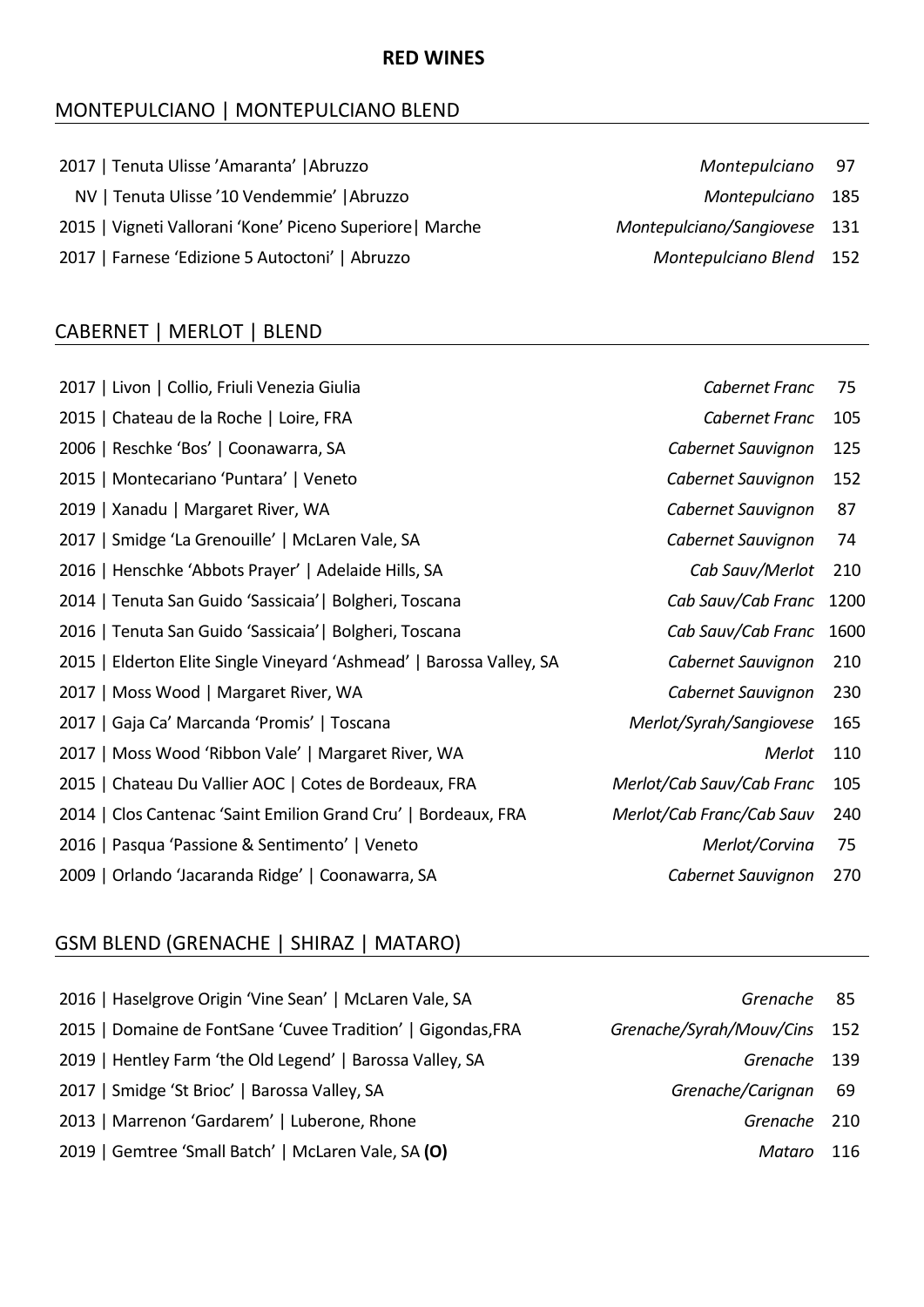# RED WINES

## MONTEPULCIANO | MONTEPULCIANO BLEND

| Wine | Variety | Price |
|---|---|---|
| 2017 \| Tenuta Ulisse 'Amaranta' \|Abruzzo | *Montepulciano* | 97 |
| NV \| Tenuta Ulisse '10 Vendemmie' \|Abruzzo | *Montepulciano* | 185 |
| 2015 \| Vigneti Vallorani 'Kone' Piceno Superiore\| Marche | *Montepulciano/Sangiovese* | 131 |
| 2017 \| Farnese 'Edizione 5 Autoctoni' \| Abruzzo | *Montepulciano Blend* | 152 |

## CABERNET | MERLOT | BLEND

| Wine | Variety | Price |
|---|---|---|
| 2017 \| Livon \| Collio, Friuli Venezia Giulia | *Cabernet Franc* | 75 |
| 2015 \| Chateau de la Roche \| Loire, FRA | *Cabernet Franc* | 105 |
| 2006 \| Reschke 'Bos' \| Coonawarra, SA | *Cabernet Sauvignon* | 125 |
| 2015 \| Montecariano 'Puntara' \| Veneto | *Cabernet Sauvignon* | 152 |
| 2019 \| Xanadu \| Margaret River, WA | *Cabernet Sauvignon* | 87 |
| 2017 \| Smidge 'La Grenouille' \| McLaren Vale, SA | *Cabernet Sauvignon* | 74 |
| 2016 \| Henschke 'Abbots Prayer' \| Adelaide Hills, SA | *Cab Sauv/Merlot* | 210 |
| 2014 \| Tenuta San Guido 'Sassicaia'\| Bolgheri, Toscana | *Cab Sauv/Cab Franc* | 1200 |
| 2016 \| Tenuta San Guido 'Sassicaia'\| Bolgheri, Toscana | *Cab Sauv/Cab Franc* | 1600 |
| 2015 \| Elderton Elite Single Vineyard 'Ashmead' \| Barossa Valley, SA | *Cabernet Sauvignon* | 210 |
| 2017 \| Moss Wood \| Margaret River, WA | *Cabernet Sauvignon* | 230 |
| 2017 \| Gaja Ca' Marcanda 'Promis' \| Toscana | *Merlot/Syrah/Sangiovese* | 165 |
| 2017 \| Moss Wood 'Ribbon Vale' \| Margaret River, WA | *Merlot* | 110 |
| 2015 \| Chateau Du Vallier AOC \| Cotes de Bordeaux, FRA | *Merlot/Cab Sauv/Cab Franc* | 105 |
| 2014 \| Clos Cantenac 'Saint Emilion Grand Cru' \| Bordeaux, FRA | *Merlot/Cab Franc/Cab Sauv* | 240 |
| 2016 \| Pasqua 'Passione & Sentimento' \| Veneto | *Merlot/Corvina* | 75 |
| 2009 \| Orlando 'Jacaranda Ridge' \| Coonawarra, SA | *Cabernet Sauvignon* | 270 |

## GSM BLEND (GRENACHE | SHIRAZ | MATARO)

| Wine | Variety | Price |
|---|---|---|
| 2016 \| Haselgrove Origin 'Vine Sean' \| McLaren Vale, SA | *Grenache* | 85 |
| 2015 \| Domaine de FontSane 'Cuvee Tradition' \| Gigondas,FRA | *Grenache/Syrah/Mouv/Cins* | 152 |
| 2019 \| Hentley Farm 'the Old Legend' \| Barossa Valley, SA | *Grenache* | 139 |
| 2017 \| Smidge 'St Brioc' \| Barossa Valley, SA | *Grenache/Carignan* | 69 |
| 2013 \| Marrenon 'Gardarem' \| Luberone, Rhone | *Grenache* | 210 |
| 2019 \| Gemtree 'Small Batch' \| McLaren Vale, SA **(O)** | *Mataro* | 116 |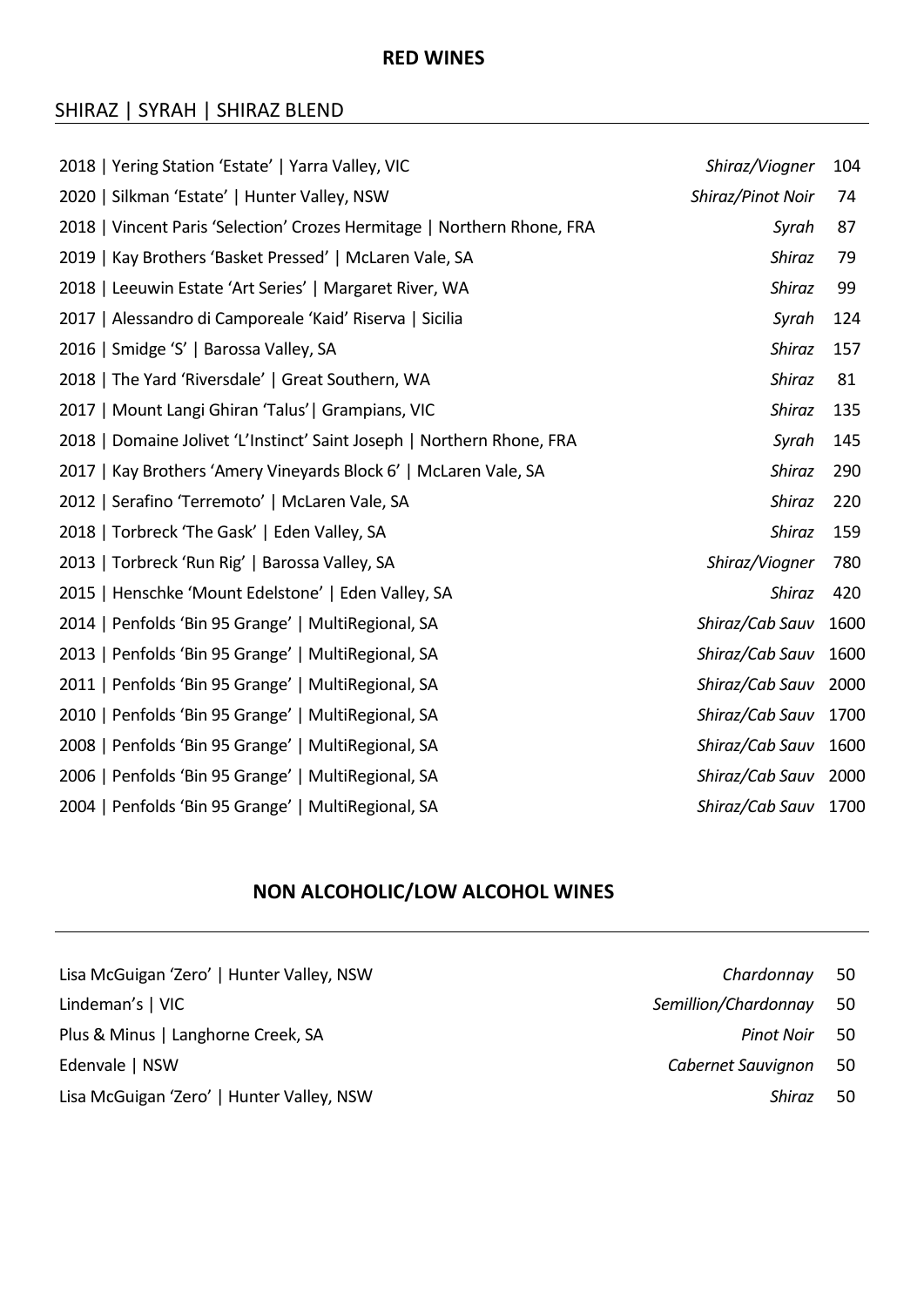# RED WINES

## SHIRAZ | SYRAH | SHIRAZ BLEND

| Wine | Variety | Price |
|---|---|---|
| 2018 \| Yering Station 'Estate' \| Yarra Valley, VIC | *Shiraz/Viogner* | 104 |
| 2020 \| Silkman 'Estate' \| Hunter Valley, NSW | *Shiraz/Pinot Noir* | 74 |
| 2018 \| Vincent Paris 'Selection' Crozes Hermitage \| Northern Rhone, FRA | *Syrah* | 87 |
| 2019 \| Kay Brothers 'Basket Pressed' \| McLaren Vale, SA | *Shiraz* | 79 |
| 2018 \| Leeuwin Estate 'Art Series' \| Margaret River, WA | *Shiraz* | 99 |
| 2017 \| Alessandro di Camporeale 'Kaid' Riserva \| Sicilia | *Syrah* | 124 |
| 2016 \| Smidge 'S' \| Barossa Valley, SA | *Shiraz* | 157 |
| 2018 \| The Yard 'Riversdale' \| Great Southern, WA | *Shiraz* | 81 |
| 2017 \| Mount Langi Ghiran 'Talus'\| Grampians, VIC | *Shiraz* | 135 |
| 2018 \| Domaine Jolivet 'L'Instinct' Saint Joseph \| Northern Rhone, FRA | *Syrah* | 145 |
| 2017 \| Kay Brothers 'Amery Vineyards Block 6' \| McLaren Vale, SA | *Shiraz* | 290 |
| 2012 \| Serafino 'Terremoto' \| McLaren Vale, SA | *Shiraz* | 220 |
| 2018 \| Torbreck 'The Gask' \| Eden Valley, SA | *Shiraz* | 159 |
| 2013 \| Torbreck 'Run Rig' \| Barossa Valley, SA | *Shiraz/Viogner* | 780 |
| 2015 \| Henschke 'Mount Edelstone' \| Eden Valley, SA | *Shiraz* | 420 |
| 2014 \| Penfolds 'Bin 95 Grange' \| MultiRegional, SA | *Shiraz/Cab Sauv* | 1600 |
| 2013 \| Penfolds 'Bin 95 Grange' \| MultiRegional, SA | *Shiraz/Cab Sauv* | 1600 |
| 2011 \| Penfolds 'Bin 95 Grange' \| MultiRegional, SA | *Shiraz/Cab Sauv* | 2000 |
| 2010 \| Penfolds 'Bin 95 Grange' \| MultiRegional, SA | *Shiraz/Cab Sauv* | 1700 |
| 2008 \| Penfolds 'Bin 95 Grange' \| MultiRegional, SA | *Shiraz/Cab Sauv* | 1600 |
| 2006 \| Penfolds 'Bin 95 Grange' \| MultiRegional, SA | *Shiraz/Cab Sauv* | 2000 |
| 2004 \| Penfolds 'Bin 95 Grange' \| MultiRegional, SA | *Shiraz/Cab Sauv* | 1700 |

# NON ALCOHOLIC/LOW ALCOHOL WINES

| Wine | Variety | Price |
|---|---|---|
| Lisa McGuigan 'Zero' \| Hunter Valley, NSW | *Chardonnay* | 50 |
| Lindeman's \| VIC | *Semillion/Chardonnay* | 50 |
| Plus & Minus \| Langhorne Creek, SA | *Pinot Noir* | 50 |
| Edenvale \| NSW | *Cabernet Sauvignon* | 50 |
| Lisa McGuigan 'Zero' \| Hunter Valley, NSW | *Shiraz* | 50 |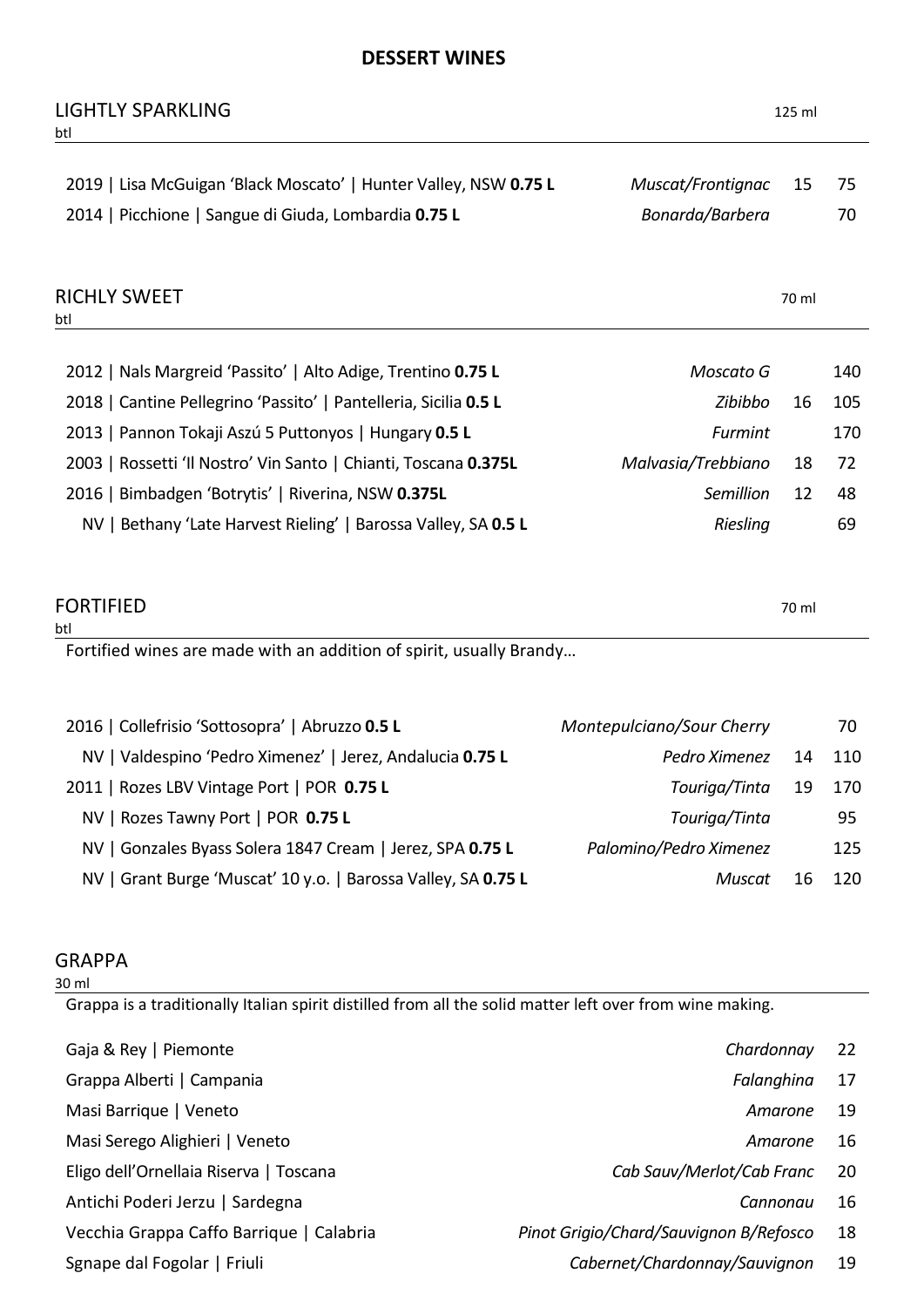# DESSERT WINES

## LIGHTLY SPARKLING

| Wine | Grape | 125 ml | btl |
|---|---|---|---|
| 2019 \| Lisa McGuigan 'Black Moscato' \| Hunter Valley, NSW **0.75 L** | *Muscat/Frontignac* | 15 | 75 |
| 2014 \| Picchione \| Sangue di Giuda, Lombardia **0.75 L** | *Bonarda/Barbera* | | 70 |

## RICHLY SWEET

| Wine | Grape | 70 ml | btl |
|---|---|---|---|
| 2012 \| Nals Margreid 'Passito' \| Alto Adige, Trentino **0.75 L** | *Moscato G* | | 140 |
| 2018 \| Cantine Pellegrino 'Passito' \| Pantelleria, Sicilia **0.5 L** | *Zibibbo* | 16 | 105 |
| 2013 \| Pannon Tokaji Aszú 5 Puttonyos \| Hungary **0.5 L** | *Furmint* | | 170 |
| 2003 \| Rossetti 'Il Nostro' Vin Santo \| Chianti, Toscana **0.375L** | *Malvasia/Trebbiano* | 18 | 72 |
| 2016 \| Bimbadgen 'Botrytis' \| Riverina, NSW **0.375L** | *Semillion* | 12 | 48 |
| NV \| Bethany 'Late Harvest Rieling' \| Barossa Valley, SA **0.5 L** | *Riesling* | | 69 |

## FORTIFIED

Fortified wines are made with an addition of spirit, usually Brandy…

| Wine | Grape | 70 ml | btl |
|---|---|---|---|
| 2016 \| Collefrisio 'Sottosopra' \| Abruzzo **0.5 L** | *Montepulciano/Sour Cherry* | | 70 |
| NV \| Valdespino 'Pedro Ximenez' \| Jerez, Andalucia **0.75 L** | *Pedro Ximenez* | 14 | 110 |
| 2011 \| Rozes LBV Vintage Port \| POR **0.75 L** | *Touriga/Tinta* | 19 | 170 |
| NV \| Rozes Tawny Port \| POR **0.75 L** | *Touriga/Tinta* | | 95 |
| NV \| Gonzales Byass Solera 1847 Cream \| Jerez, SPA **0.75 L** | *Palomino/Pedro Ximenez* | | 125 |
| NV \| Grant Burge 'Muscat' 10 y.o. \| Barossa Valley, SA **0.75 L** | *Muscat* | 16 | 120 |

## GRAPPA

30 ml

Grappa is a traditionally Italian spirit distilled from all the solid matter left over from wine making.

| Grappa | Grape | 30 ml |
|---|---|---|
| Gaja & Rey \| Piemonte | *Chardonnay* | 22 |
| Grappa Alberti \| Campania | *Falanghina* | 17 |
| Masi Barrique \| Veneto | *Amarone* | 19 |
| Masi Serego Alighieri \| Veneto | *Amarone* | 16 |
| Eligo dell'Ornellaia Riserva \| Toscana | *Cab Sauv/Merlot/Cab Franc* | 20 |
| Antichi Poderi Jerzu \| Sardegna | *Cannonau* | 16 |
| Vecchia Grappa Caffo Barrique \| Calabria | *Pinot Grigio/Chard/Sauvignon B/Refosco* | 18 |
| Sgnape dal Fogolar \| Friuli | *Cabernet/Chardonnay/Sauvignon* | 19 |